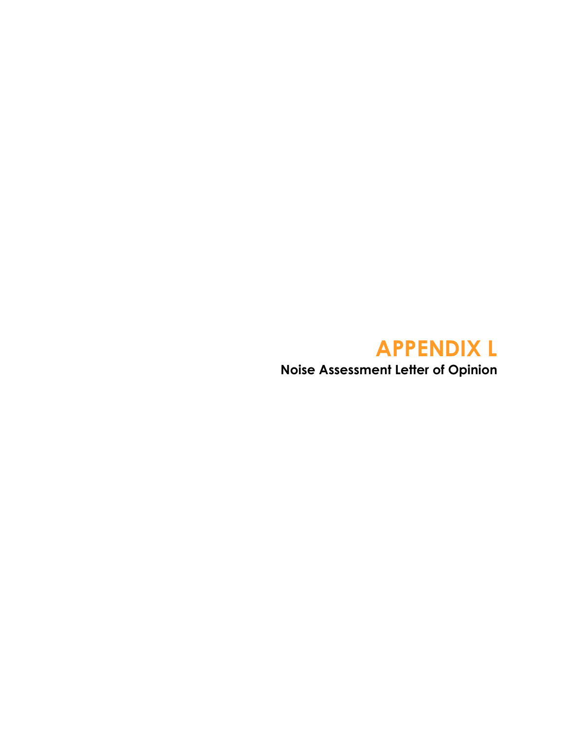# APPENDIX L

**Noise Assessment Letter of Opinion**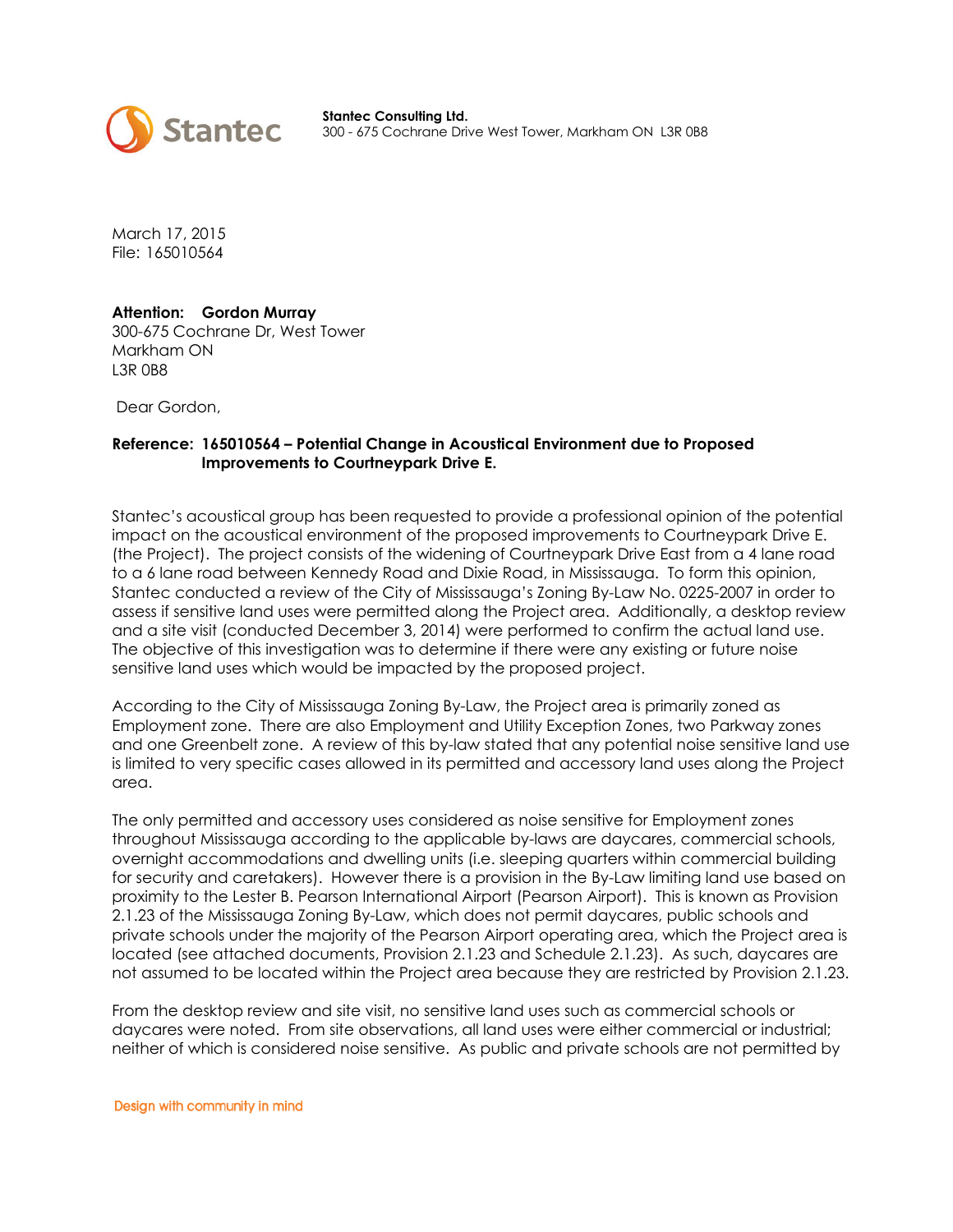**Stantec Consulting Ltd.**
300 - 675 Cochrane Drive West Tower, Markham ON L3R 0B8

March 17, 2015
File: 165010564

**Attention: Gordon Murray**
300-675 Cochrane Dr, West Tower
Markham ON
L3R 0B8

Dear Gordon,

**Reference: 165010564 – Potential Change in Acoustical Environment due to Proposed Improvements to Courtneypark Drive E.**

Stantec's acoustical group has been requested to provide a professional opinion of the potential impact on the acoustical environment of the proposed improvements to Courtneypark Drive E. (the Project). The project consists of the widening of Courtneypark Drive East from a 4 lane road to a 6 lane road between Kennedy Road and Dixie Road, in Mississauga. To form this opinion, Stantec conducted a review of the City of Mississauga's Zoning By-Law No. 0225-2007 in order to assess if sensitive land uses were permitted along the Project area. Additionally, a desktop review and a site visit (conducted December 3, 2014) were performed to confirm the actual land use. The objective of this investigation was to determine if there were any existing or future noise sensitive land uses which would be impacted by the proposed project.

According to the City of Mississauga Zoning By-Law, the Project area is primarily zoned as Employment zone. There are also Employment and Utility Exception Zones, two Parkway zones and one Greenbelt zone. A review of this by-law stated that any potential noise sensitive land use is limited to very specific cases allowed in its permitted and accessory land uses along the Project area.

The only permitted and accessory uses considered as noise sensitive for Employment zones throughout Mississauga according to the applicable by-laws are daycares, commercial schools, overnight accommodations and dwelling units (i.e. sleeping quarters within commercial building for security and caretakers). However there is a provision in the By-Law limiting land use based on proximity to the Lester B. Pearson International Airport (Pearson Airport). This is known as Provision 2.1.23 of the Mississauga Zoning By-Law, which does not permit daycares, public schools and private schools under the majority of the Pearson Airport operating area, which the Project area is located (see attached documents, Provision 2.1.23 and Schedule 2.1.23). As such, daycares are not assumed to be located within the Project area because they are restricted by Provision 2.1.23.

From the desktop review and site visit, no sensitive land uses such as commercial schools or daycares were noted. From site observations, all land uses were either commercial or industrial; neither of which is considered noise sensitive. As public and private schools are not permitted by

Design with community in mind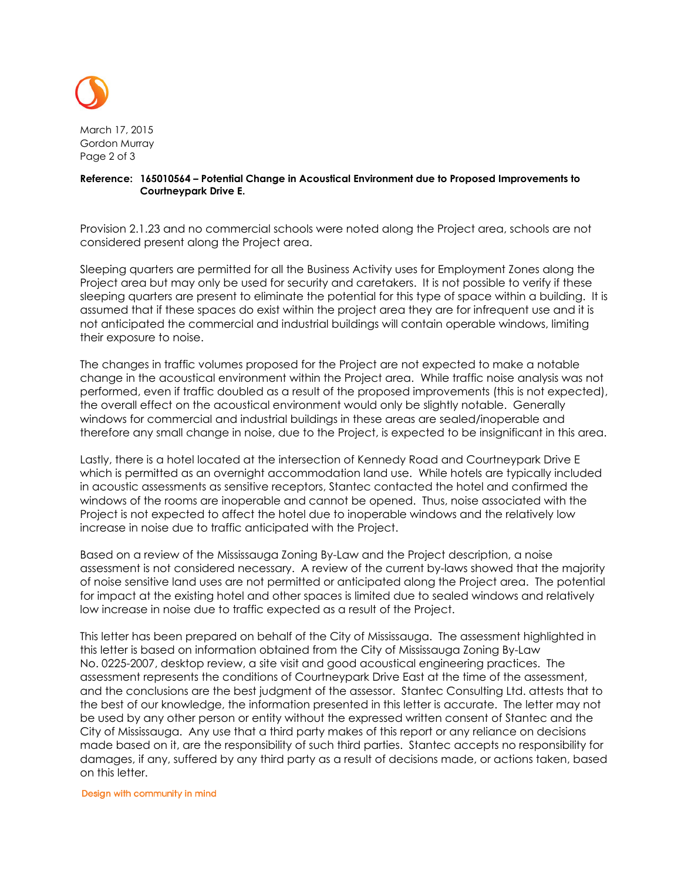Provision 2.1.23 and no commercial schools were noted along the Project area, schools are not considered present along the Project area.

Sleeping quarters are permitted for all the Business Activity uses for Employment Zones along the Project area but may only be used for security and caretakers. It is not possible to verify if these sleeping quarters are present to eliminate the potential for this type of space within a building. It is assumed that if these spaces do exist within the project area they are for infrequent use and it is not anticipated the commercial and industrial buildings will contain operable windows, limiting their exposure to noise.

The changes in traffic volumes proposed for the Project are not expected to make a notable change in the acoustical environment within the Project area. While traffic noise analysis was not performed, even if traffic doubled as a result of the proposed improvements (this is not expected), the overall effect on the acoustical environment would only be slightly notable. Generally windows for commercial and industrial buildings in these areas are sealed/inoperable and therefore any small change in noise, due to the Project, is expected to be insignificant in this area.

Lastly, there is a hotel located at the intersection of Kennedy Road and Courtneypark Drive E which is permitted as an overnight accommodation land use. While hotels are typically included in acoustic assessments as sensitive receptors, Stantec contacted the hotel and confirmed the windows of the rooms are inoperable and cannot be opened. Thus, noise associated with the Project is not expected to affect the hotel due to inoperable windows and the relatively low increase in noise due to traffic anticipated with the Project.

Based on a review of the Mississauga Zoning By-Law and the Project description, a noise assessment is not considered necessary. A review of the current by-laws showed that the majority of noise sensitive land uses are not permitted or anticipated along the Project area. The potential for impact at the existing hotel and other spaces is limited due to sealed windows and relatively low increase in noise due to traffic expected as a result of the Project.

This letter has been prepared on behalf of the City of Mississauga. The assessment highlighted in this letter is based on information obtained from the City of Mississauga Zoning By-Law No. 0225-2007, desktop review, a site visit and good acoustical engineering practices. The assessment represents the conditions of Courtneypark Drive East at the time of the assessment, and the conclusions are the best judgment of the assessor. Stantec Consulting Ltd. attests that to the best of our knowledge, the information presented in this letter is accurate. The letter may not be used by any other person or entity without the expressed written consent of Stantec and the City of Mississauga. Any use that a third party makes of this report or any reliance on decisions made based on it, are the responsibility of such third parties. Stantec accepts no responsibility for damages, if any, suffered by any third party as a result of decisions made, or actions taken, based on this letter.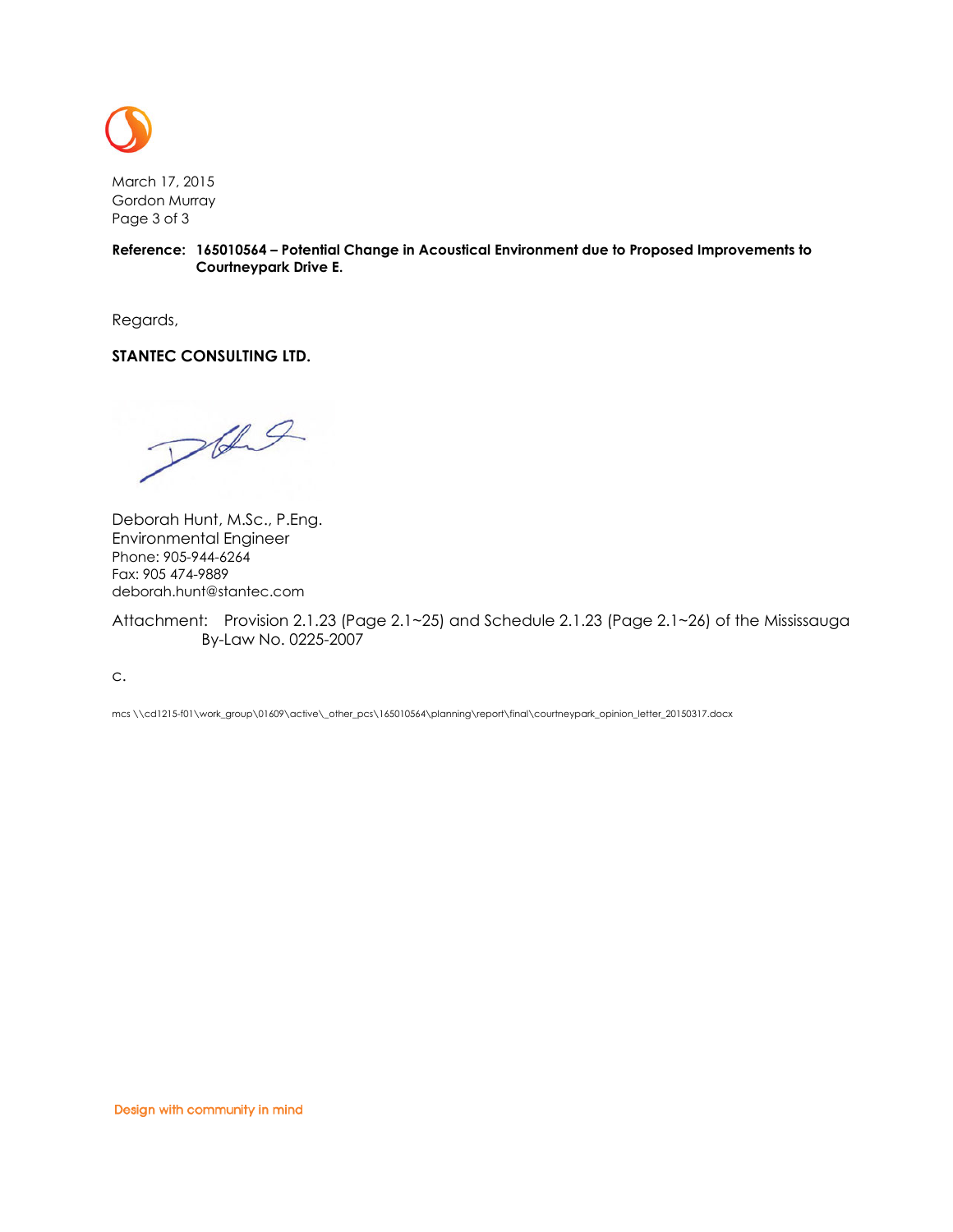**Reference: 165010564 – Potential Change in Acoustical Environment due to Proposed Improvements to Courtneypark Drive E.**

Regards,

**STANTEC CONSULTING LTD.**

Deborah Hunt, M.Sc., P.Eng.
Environmental Engineer
Phone: 905-944-6264
Fax: 905 474-9889
deborah.hunt@stantec.com

Attachment: Provision 2.1.23 (Page 2.1~25) and Schedule 2.1.23 (Page 2.1~26) of the Mississauga By-Law No. 0225-2007

c.

mcs \\cd1215-f01\work_group\01609\active\_other_pcs\165010564\planning\report\final\courtneypark_opinion_letter_20150317.docx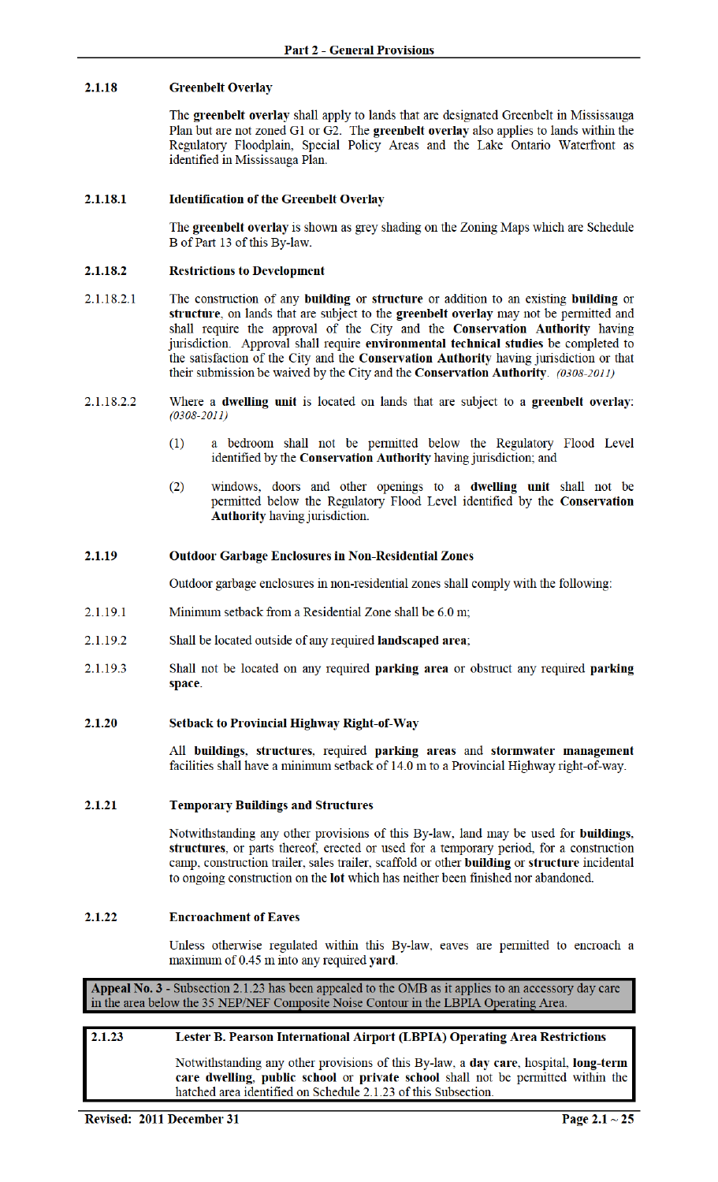#### 2.1.18 Greenbelt Overlay

The **greenbelt overlay** shall apply to lands that are designated Greenbelt in Mississauga Plan but are not zoned G1 or G2. The **greenbelt overlay** also applies to lands within the Regulatory Floodplain, Special Policy Areas and the Lake Ontario Waterfront as identified in Mississauga Plan.

#### 2.1.18.1 Identification of the Greenbelt Overlay

The **greenbelt overlay** is shown as grey shading on the Zoning Maps which are Schedule B of Part 13 of this By-law.

#### 2.1.18.2 Restrictions to Development

2.1.18.2.1 The construction of any **building** or **structure** or addition to an existing **building** or **structure**, on lands that are subject to the **greenbelt overlay** may not be permitted and shall require the approval of the City and the **Conservation Authority** having jurisdiction. Approval shall require **environmental technical studies** be completed to the satisfaction of the City and the **Conservation Authority** having jurisdiction or that their submission be waived by the City and the **Conservation Authority**. *(0308-2011)*

2.1.18.2.2 Where a **dwelling unit** is located on lands that are subject to a **greenbelt overlay**: *(0308-2011)*

(1) a bedroom shall not be permitted below the Regulatory Flood Level identified by the **Conservation Authority** having jurisdiction; and

(2) windows, doors and other openings to a **dwelling unit** shall not be permitted below the Regulatory Flood Level identified by the **Conservation Authority** having jurisdiction.

#### 2.1.19 Outdoor Garbage Enclosures in Non-Residential Zones

Outdoor garbage enclosures in non-residential zones shall comply with the following:

2.1.19.1 Minimum setback from a Residential Zone shall be 6.0 m;

2.1.19.2 Shall be located outside of any required **landscaped area**;

2.1.19.3 Shall not be located on any required **parking area** or obstruct any required **parking space**.

#### 2.1.20 Setback to Provincial Highway Right-of-Way

All **buildings**, **structures**, required **parking areas** and **stormwater management** facilities shall have a minimum setback of 14.0 m to a Provincial Highway right-of-way.

#### 2.1.21 Temporary Buildings and Structures

Notwithstanding any other provisions of this By-law, land may be used for **buildings**, **structures**, or parts thereof, erected or used for a temporary period, for a construction camp, construction trailer, sales trailer, scaffold or other **building** or **structure** incidental to ongoing construction on the **lot** which has neither been finished nor abandoned.

#### 2.1.22 Encroachment of Eaves

Unless otherwise regulated within this By-law, eaves are permitted to encroach a maximum of 0.45 m into any required **yard**.

**Appeal No. 3** - Subsection 2.1.23 has been appealed to the OMB as it applies to an accessory day care in the area below the 35 NEP/NEF Composite Noise Contour in the LBPIA Operating Area.

#### 2.1.23 Lester B. Pearson International Airport (LBPIA) Operating Area Restrictions

Notwithstanding any other provisions of this By-law, a **day care**, hospital, **long-term care dwelling**, **public school** or **private school** shall not be permitted within the hatched area identified on Schedule 2.1.23 of this Subsection.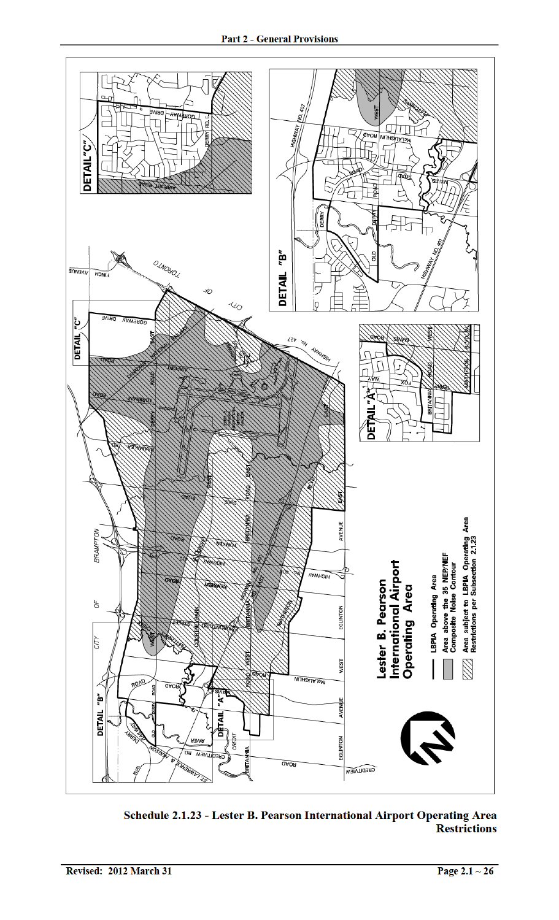Lester B. Pearson International Airport Operating Area

LBPIA Operating Area

Area above the 35 NEP/NEF Composite Noise Contour

Area subject to LBPIA Operating Area Restrictions per Subsection 2.1.23

DETAIL "A"

DETAIL "B"

DETAIL "C"

Schedule 2.1.23 - Lester B. Pearson International Airport Operating Area Restrictions